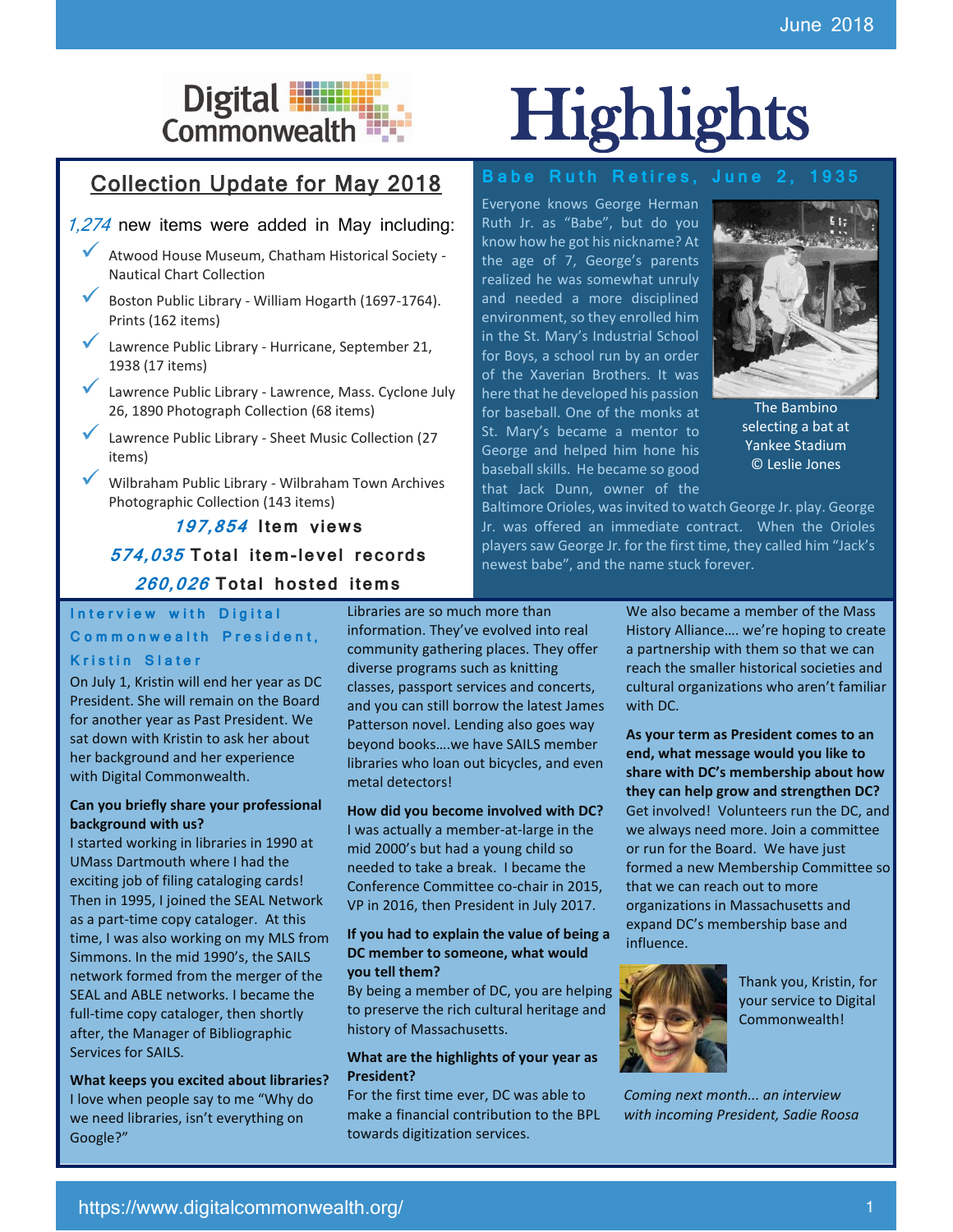# Digital Commonwealth Highlights

June 2018

## Collection Update for May 2018

*1,274* new items were added in May including:

- Atwood House Museum, Chatham Historical Society - Nautical Chart Collection
- Boston Public Library - William Hogarth (1697-1764). Prints (162 items)
- Lawrence Public Library - Hurricane, September 21, 1938 (17 items)
- Lawrence Public Library - Lawrence, Mass. Cyclone July 26, 1890 Photograph Collection (68 items)
- Lawrence Public Library - Sheet Music Collection (27 items)
- Wilbraham Public Library - Wilbraham Town Archives Photographic Collection (143 items)

***197,854*** **Item views**

***574,035*** **Total item-level records**

***260,026*** **Total hosted items**

## Babe Ruth Retires, June 2, 1935

Everyone knows George Herman Ruth Jr. as "Babe", but do you know how he got his nickname? At the age of 7, George's parents realized he was somewhat unruly and needed a more disciplined environment, so they enrolled him in the St. Mary's Industrial School for Boys, a school run by an order of the Xaverian Brothers. It was here that he developed his passion for baseball. One of the monks at St. Mary's became a mentor to George and helped him hone his baseball skills. He became so good that Jack Dunn, owner of the Baltimore Orioles, was invited to watch George Jr. play. George Jr. was offered an immediate contract. When the Orioles players saw George Jr. for the first time, they called him "Jack's newest babe", and the name stuck forever.

The Bambino selecting a bat at Yankee Stadium © Leslie Jones

## Interview with Digital Commonwealth President, Kristin Slater

On July 1, Kristin will end her year as DC President. She will remain on the Board for another year as Past President. We sat down with Kristin to ask her about her background and her experience with Digital Commonwealth.

**Can you briefly share your professional background with us?**
I started working in libraries in 1990 at UMass Dartmouth where I had the exciting job of filing cataloging cards! Then in 1995, I joined the SEAL Network as a part-time copy cataloger. At this time, I was also working on my MLS from Simmons. In the mid 1990's, the SAILS network formed from the merger of the SEAL and ABLE networks. I became the full-time copy cataloger, then shortly after, the Manager of Bibliographic Services for SAILS.

**What keeps you excited about libraries?**
I love when people say to me "Why do we need libraries, isn't everything on Google?" Libraries are so much more than information. They've evolved into real community gathering places. They offer diverse programs such as knitting classes, passport services and concerts, and you can still borrow the latest James Patterson novel. Lending also goes way beyond books….we have SAILS member libraries who loan out bicycles, and even metal detectors!

**How did you become involved with DC?**
I was actually a member-at-large in the mid 2000's but had a young child so needed to take a break. I became the Conference Committee co-chair in 2015, VP in 2016, then President in July 2017.

**If you had to explain the value of being a DC member to someone, what would you tell them?**
By being a member of DC, you are helping to preserve the rich cultural heritage and history of Massachusetts.

**What are the highlights of your year as President?**
For the first time ever, DC was able to make a financial contribution to the BPL towards digitization services. We also became a member of the Mass History Alliance…. we're hoping to create a partnership with them so that we can reach the smaller historical societies and cultural organizations who aren't familiar with DC.

**As your term as President comes to an end, what message would you like to share with DC's membership about how they can help grow and strengthen DC?**
Get involved! Volunteers run the DC, and we always need more. Join a committee or run for the Board. We have just formed a new Membership Committee so that we can reach out to more organizations in Massachusetts and expand DC's membership base and influence.

Thank you, Kristin, for your service to Digital Commonwealth!

*Coming next month... an interview with incoming President, Sadie Roosa*

https://www.digitalcommonwealth.org/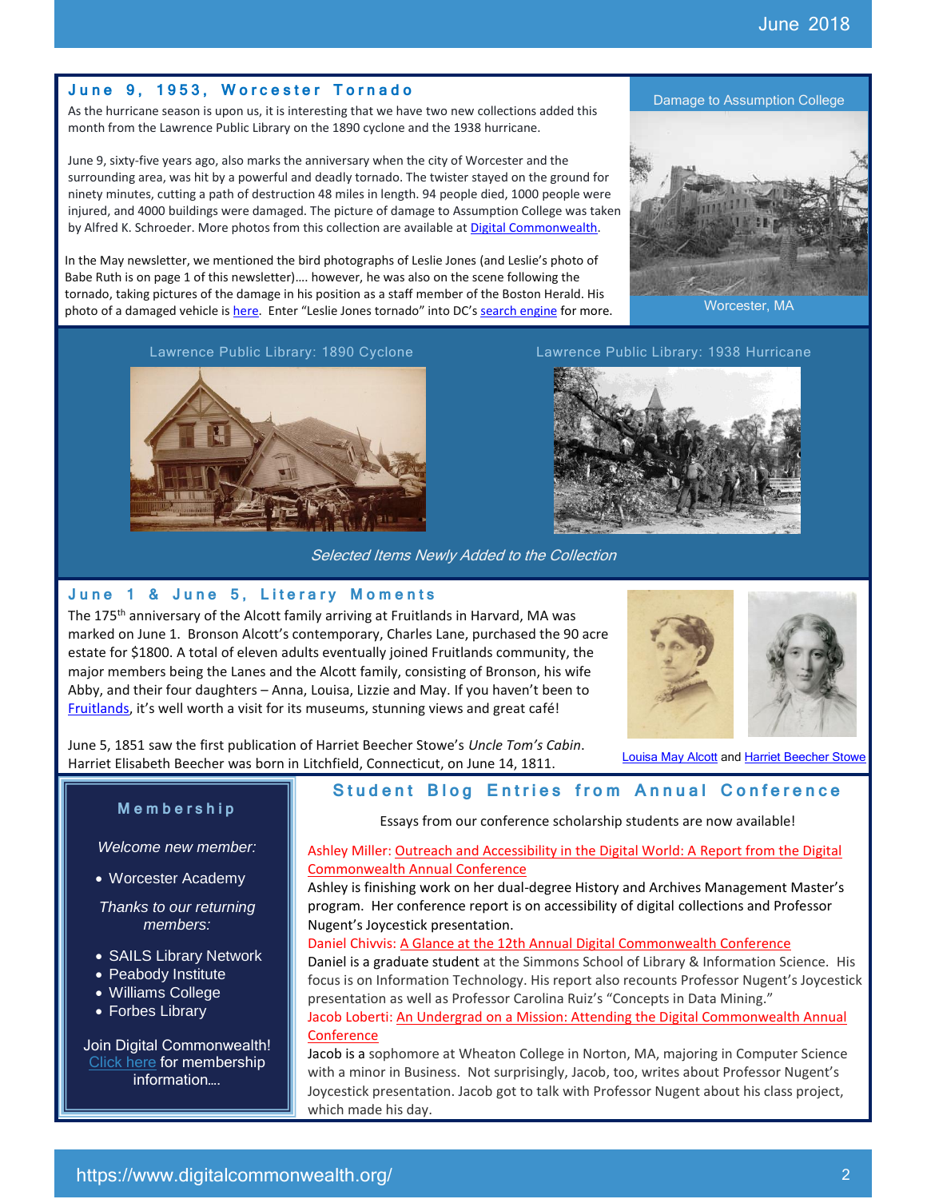## June 9, 1953, Worcester Tornado

As the hurricane season is upon us, it is interesting that we have two new collections added this month from the Lawrence Public Library on the 1890 cyclone and the 1938 hurricane.

June 9, sixty-five years ago, also marks the anniversary when the city of Worcester and the surrounding area, was hit by a powerful and deadly tornado. The twister stayed on the ground for ninety minutes, cutting a path of destruction 48 miles in length. 94 people died, 1000 people were injured, and 4000 buildings were damaged. The picture of damage to Assumption College was taken by Alfred K. Schroeder. More photos from this collection are available at Digital Commonwealth.

In the May newsletter, we mentioned the bird photographs of Leslie Jones (and Leslie's photo of Babe Ruth is on page 1 of this newsletter)…. however, he was also on the scene following the tornado, taking pictures of the damage in his position as a staff member of the Boston Herald. His photo of a damaged vehicle is here. Enter "Leslie Jones tornado" into DC's search engine for more.

Damage to Assumption College

Worcester, MA

Lawrence Public Library: 1890 Cyclone

Lawrence Public Library: 1938 Hurricane

*Selected Items Newly Added to the Collection*

## June 1 & June 5, Literary Moments

The 175th anniversary of the Alcott family arriving at Fruitlands in Harvard, MA was marked on June 1. Bronson Alcott's contemporary, Charles Lane, purchased the 90 acre estate for $1800. A total of eleven adults eventually joined Fruitlands community, the major members being the Lanes and the Alcott family, consisting of Bronson, his wife Abby, and their four daughters – Anna, Louisa, Lizzie and May. If you haven't been to Fruitlands, it's well worth a visit for its museums, stunning views and great café!

June 5, 1851 saw the first publication of Harriet Beecher Stowe's *Uncle Tom's Cabin*. Harriet Elisabeth Beecher was born in Litchfield, Connecticut, on June 14, 1811.

Louisa May Alcott and Harriet Beecher Stowe

## Membership

*Welcome new member:*

- Worcester Academy

*Thanks to our returning members:*

- SAILS Library Network
- Peabody Institute
- Williams College
- Forbes Library

Join Digital Commonwealth! Click here for membership information….

## Student Blog Entries from Annual Conference

Essays from our conference scholarship students are now available!

Ashley Miller: Outreach and Accessibility in the Digital World: A Report from the Digital Commonwealth Annual Conference
Ashley is finishing work on her dual-degree History and Archives Management Master's program. Her conference report is on accessibility of digital collections and Professor Nugent's Joycestick presentation.

Daniel Chivvis: A Glance at the 12th Annual Digital Commonwealth Conference
Daniel is a graduate student at the Simmons School of Library & Information Science. His focus is on Information Technology. His report also recounts Professor Nugent's Joycestick presentation as well as Professor Carolina Ruiz's "Concepts in Data Mining."

Jacob Loberti: An Undergrad on a Mission: Attending the Digital Commonwealth Annual Conference
Jacob is a sophomore at Wheaton College in Norton, MA, majoring in Computer Science with a minor in Business. Not surprisingly, Jacob, too, writes about Professor Nugent's Joycestick presentation. Jacob got to talk with Professor Nugent about his class project, which made his day.